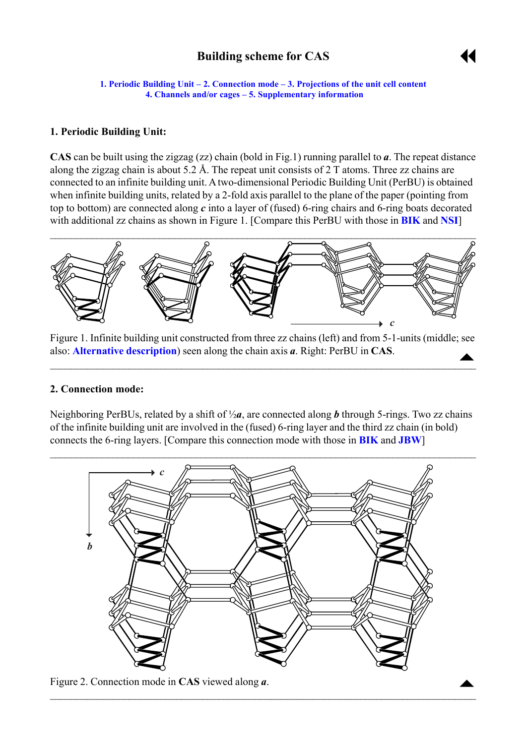# Building scheme for CAS

1. Periodic Building Unit – 2. Connection mode – 3. Projections of the unit cell content
4. Channels and/or cages – 5. Supplementary information

## 1. Periodic Building Unit:

**CAS** can be built using the zigzag (zz) chain (bold in Fig.1) running parallel to ***a***. The repeat distance along the zigzag chain is about 5.2 Å. The repeat unit consists of 2 T atoms. Three zz chains are connected to an infinite building unit. A two-dimensional Periodic Building Unit (PerBU) is obtained when infinite building units, related by a 2-fold axis parallel to the plane of the paper (pointing from top to bottom) are connected along ***c*** into a layer of (fused) 6-ring chairs and 6-ring boats decorated with additional zz chains as shown in Figure 1. [Compare this PerBU with those in **BIK** and **NSI**]

Figure 1. Infinite building unit constructed from three zz chains (left) and from 5-1-units (middle; see also: **Alternative description**) seen along the chain axis ***a***. Right: PerBU in **CAS**.

## 2. Connection mode:

Neighboring PerBUs, related by a shift of ½***a***, are connected along ***b*** through 5-rings. Two zz chains of the infinite building unit are involved in the (fused) 6-ring layer and the third zz chain (in bold) connects the 6-ring layers. [Compare this connection mode with those in **BIK** and **JBW**]

Figure 2. Connection mode in **CAS** viewed along ***a***.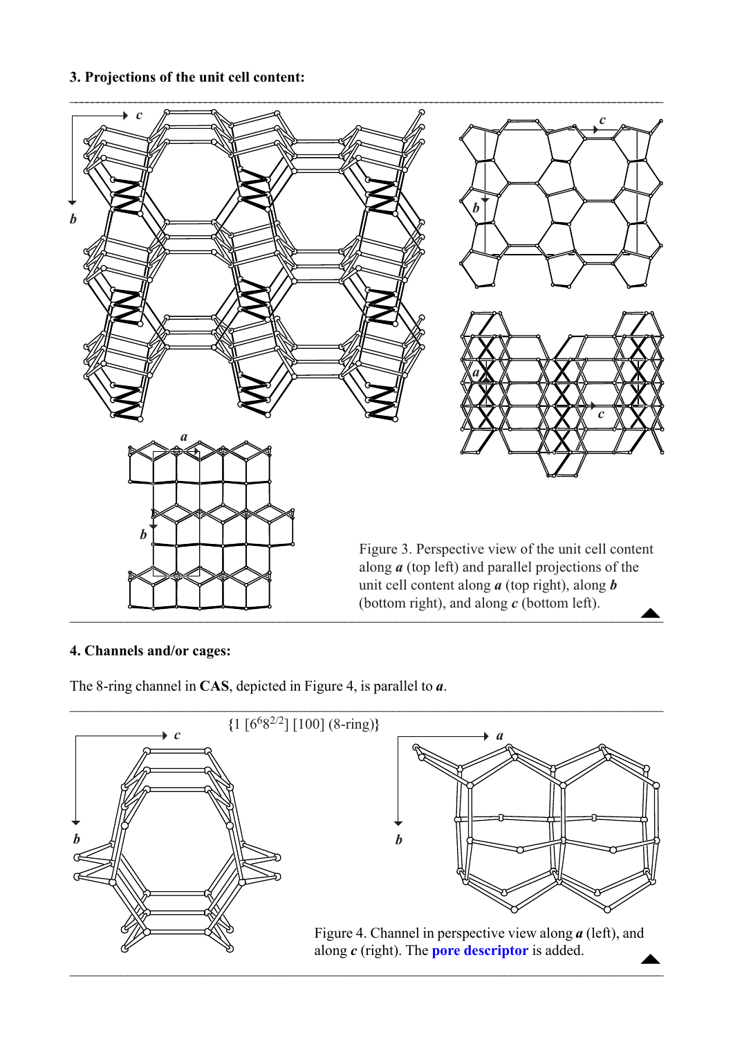### 3. Projections of the unit cell content:

Figure 3. Perspective view of the unit cell content along ***a*** (top left) and parallel projections of the unit cell content along ***a*** (top right), along ***b*** (bottom right), and along ***c*** (bottom left).

### 4. Channels and/or cages:

The 8-ring channel in **CAS**, depicted in Figure 4, is parallel to ***a***.

{1 [$6^6 8^{2/2}$] [100] (8-ring)}

Figure 4. Channel in perspective view along ***a*** (left), and along ***c*** (right). The pore descriptor is added.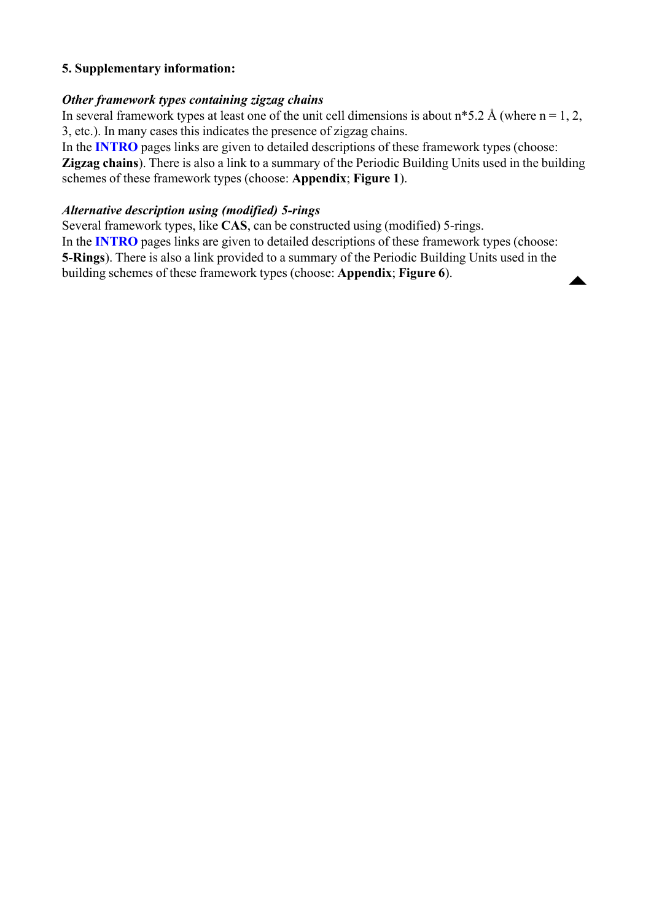## 5. Supplementary information:

### *Other framework types containing zigzag chains*

In several framework types at least one of the unit cell dimensions is about n*5.2 Å (where n = 1, 2, 3, etc.). In many cases this indicates the presence of zigzag chains.

In the **INTRO** pages links are given to detailed descriptions of these framework types (choose: **Zigzag chains**). There is also a link to a summary of the Periodic Building Units used in the building schemes of these framework types (choose: **Appendix**; **Figure 1**).

### *Alternative description using (modified) 5-rings*

Several framework types, like **CAS**, can be constructed using (modified) 5-rings.

In the **INTRO** pages links are given to detailed descriptions of these framework types (choose: **5-Rings**). There is also a link provided to a summary of the Periodic Building Units used in the building schemes of these framework types (choose: **Appendix**; **Figure 6**).